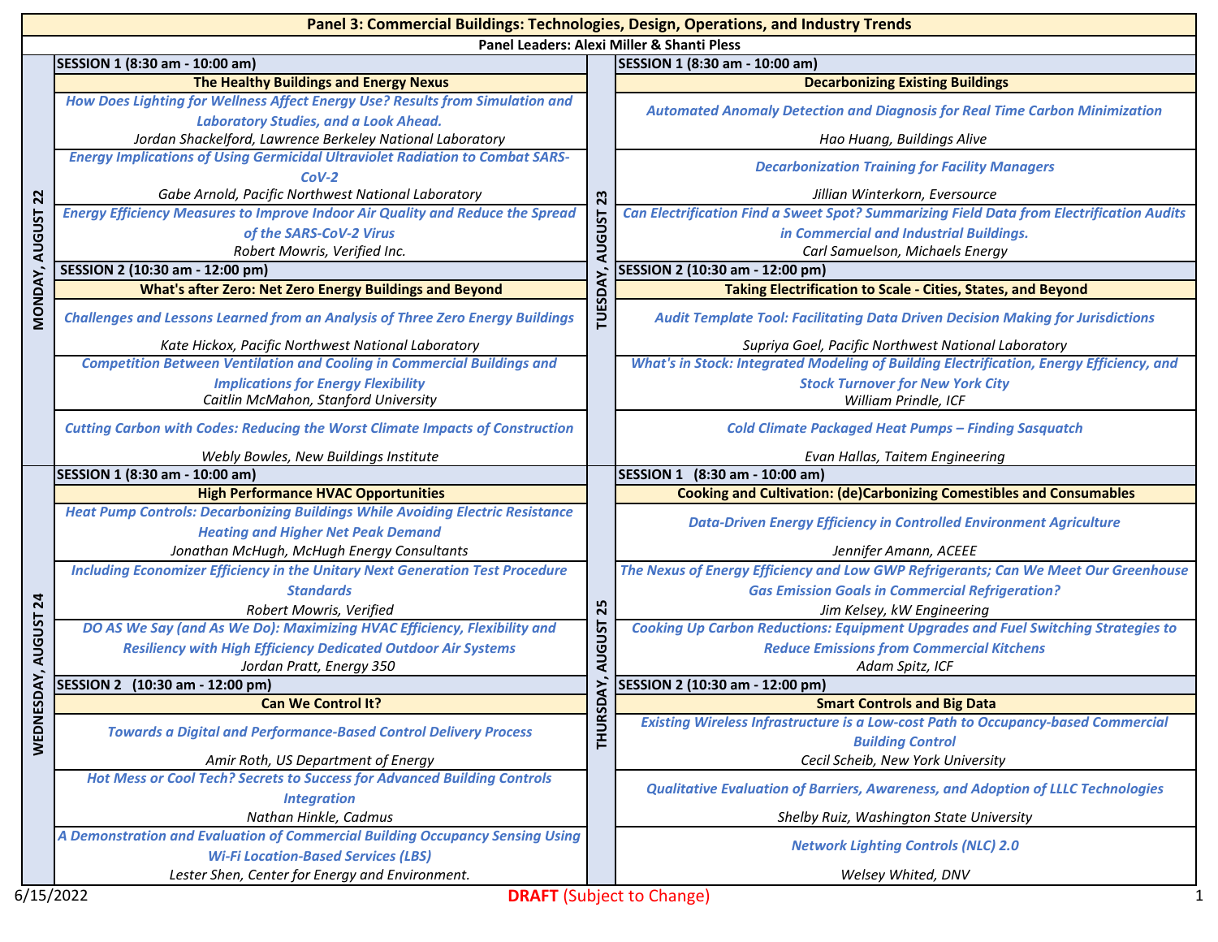# Panel 3: Commercial Buildings: Technologies, Design, Operations, and Industry Trends

**Panel Leaders: Alexi Miller & Shanti Pless**

## MONDAY, AUGUST 22

### SESSION 1 (8:30 am - 10:00 am)

**The Healthy Buildings and Energy Nexus**

*How Does Lighting for Wellness Affect Energy Use? Results from Simulation and Laboratory Studies, and a Look Ahead.*
Jordan Shackelford, Lawrence Berkeley National Laboratory

*Energy Implications of Using Germicidal Ultraviolet Radiation to Combat SARS-CoV-2*
Gabe Arnold, Pacific Northwest National Laboratory

*Energy Efficiency Measures to Improve Indoor Air Quality and Reduce the Spread of the SARS-CoV-2 Virus*
Robert Mowris, Verified Inc.

### SESSION 2 (10:30 am - 12:00 pm)

**What's after Zero: Net Zero Energy Buildings and Beyond**

*Challenges and Lessons Learned from an Analysis of Three Zero Energy Buildings*
Kate Hickox, Pacific Northwest National Laboratory

*Competition Between Ventilation and Cooling in Commercial Buildings and Implications for Energy Flexibility*
Caitlin McMahon, Stanford University

*Cutting Carbon with Codes: Reducing the Worst Climate Impacts of Construction*
Webly Bowles, New Buildings Institute

## TUESDAY, AUGUST 23

### SESSION 1 (8:30 am - 10:00 am)

**Decarbonizing Existing Buildings**

*Automated Anomaly Detection and Diagnosis for Real Time Carbon Minimization*
Hao Huang, Buildings Alive

*Decarbonization Training for Facility Managers*
Jillian Winterkorn, Eversource

*Can Electrification Find a Sweet Spot? Summarizing Field Data from Electrification Audits in Commercial and Industrial Buildings.*
Carl Samuelson, Michaels Energy

### SESSION 2 (10:30 am - 12:00 pm)

**Taking Electrification to Scale - Cities, States, and Beyond**

*Audit Template Tool: Facilitating Data Driven Decision Making for Jurisdictions*
Supriya Goel, Pacific Northwest National Laboratory

*What's in Stock: Integrated Modeling of Building Electrification, Energy Efficiency, and Stock Turnover for New York City*
William Prindle, ICF

*Cold Climate Packaged Heat Pumps – Finding Sasquatch*
Evan Hallas, Taitem Engineering

## WEDNESDAY, AUGUST 24

### SESSION 1 (8:30 am - 10:00 am)

**High Performance HVAC Opportunities**

*Heat Pump Controls: Decarbonizing Buildings While Avoiding Electric Resistance Heating and Higher Net Peak Demand*
Jonathan McHugh, McHugh Energy Consultants

*Including Economizer Efficiency in the Unitary Next Generation Test Procedure Standards*
Robert Mowris, Verified

*DO AS We Say (and As We Do): Maximizing HVAC Efficiency, Flexibility and Resiliency with High Efficiency Dedicated Outdoor Air Systems*
Jordan Pratt, Energy 350

### SESSION 2 (10:30 am - 12:00 pm)

**Can We Control It?**

*Towards a Digital and Performance-Based Control Delivery Process*
Amir Roth, US Department of Energy

*Hot Mess or Cool Tech? Secrets to Success for Advanced Building Controls Integration*
Nathan Hinkle, Cadmus

*A Demonstration and Evaluation of Commercial Building Occupancy Sensing Using Wi-Fi Location-Based Services (LBS)*
Lester Shen, Center for Energy and Environment.

## THURSDAY, AUGUST 25

### SESSION 1 (8:30 am - 10:00 am)

**Cooking and Cultivation: (de)Carbonizing Comestibles and Consumables**

*Data-Driven Energy Efficiency in Controlled Environment Agriculture*
Jennifer Amann, ACEEE

*The Nexus of Energy Efficiency and Low GWP Refrigerants; Can We Meet Our Greenhouse Gas Emission Goals in Commercial Refrigeration?*
Jim Kelsey, kW Engineering

*Cooking Up Carbon Reductions: Equipment Upgrades and Fuel Switching Strategies to Reduce Emissions from Commercial Kitchens*
Adam Spitz, ICF

### SESSION 2 (10:30 am - 12:00 pm)

**Smart Controls and Big Data**

*Existing Wireless Infrastructure is a Low-cost Path to Occupancy-based Commercial Building Control*
Cecil Scheib, New York University

*Qualitative Evaluation of Barriers, Awareness, and Adoption of LLLC Technologies*
Shelby Ruiz, Washington State University

*Network Lighting Controls (NLC) 2.0*
Welsey Whited, DNV

6/15/2022 **DRAFT** (Subject to Change)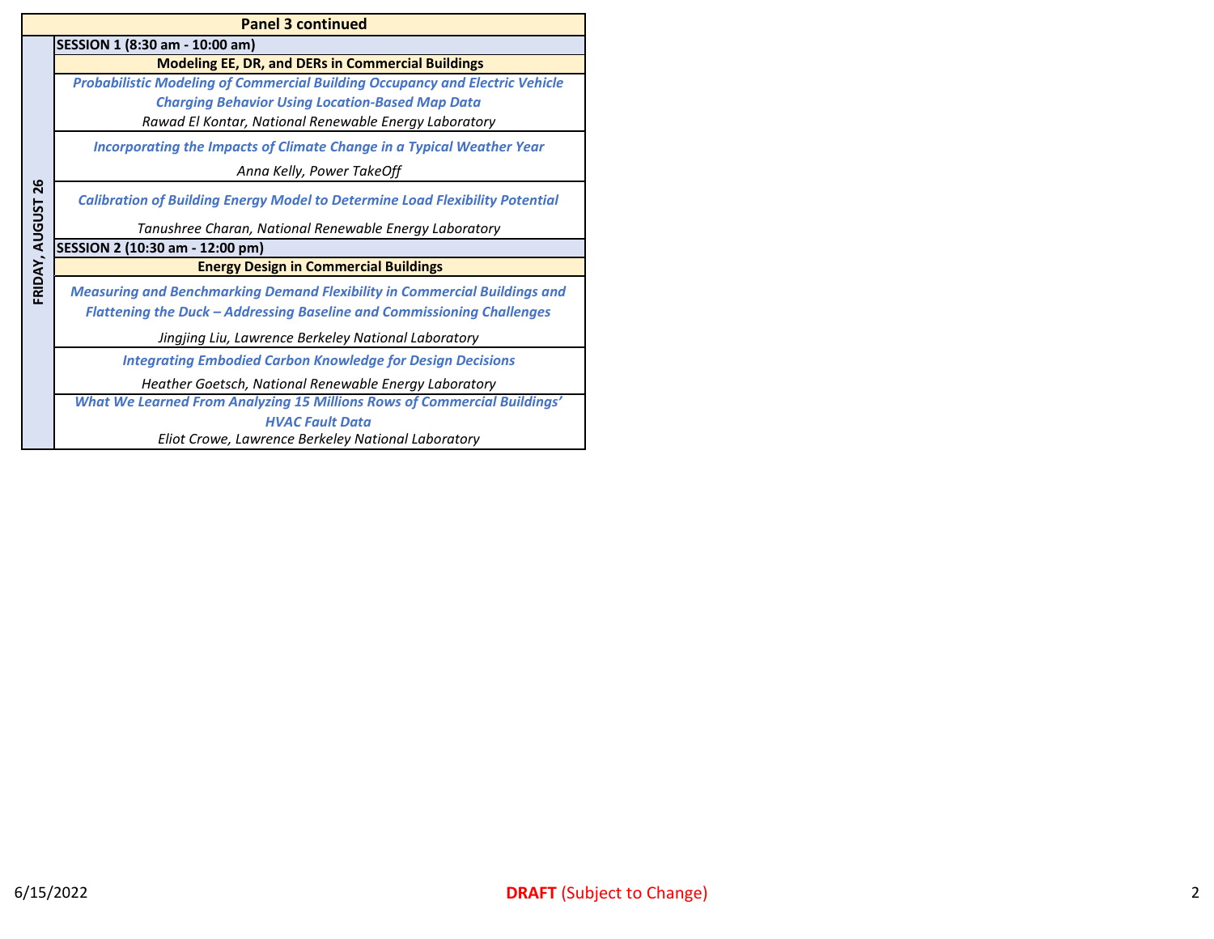| Panel 3 continued | |
|---|---|
| FRIDAY, AUGUST 26 | **SESSION 1 (8:30 am - 10:00 am)** |
| | **Modeling EE, DR, and DERs in Commercial Buildings** |
| | ***Probabilistic Modeling of Commercial Building Occupancy and Electric Vehicle Charging Behavior Using Location-Based Map Data*** *Rawad El Kontar, National Renewable Energy Laboratory* |
| | ***Incorporating the Impacts of Climate Change in a Typical Weather Year*** *Anna Kelly, Power TakeOff* |
| | ***Calibration of Building Energy Model to Determine Load Flexibility Potential*** *Tanushree Charan, National Renewable Energy Laboratory* |
| | **SESSION 2 (10:30 am - 12:00 pm)** |
| | **Energy Design in Commercial Buildings** |
| | ***Measuring and Benchmarking Demand Flexibility in Commercial Buildings and Flattening the Duck – Addressing Baseline and Commissioning Challenges*** *Jingjing Liu, Lawrence Berkeley National Laboratory* |
| | ***Integrating Embodied Carbon Knowledge for Design Decisions*** *Heather Goetsch, National Renewable Energy Laboratory* |
| | ***What We Learned From Analyzing 15 Millions Rows of Commercial Buildings' HVAC Fault Data*** *Eliot Crowe, Lawrence Berkeley National Laboratory* |

6/15/2022

**DRAFT** (Subject to Change)